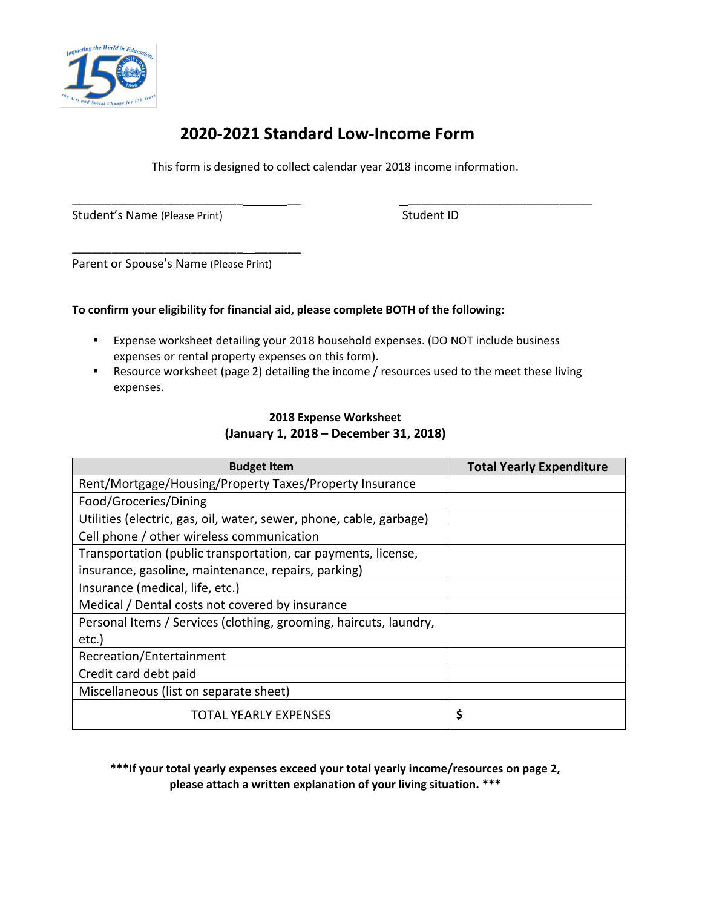# 2020-2021 Standard Low-Income Form

This form is designed to collect calendar year 2018 income information.

\_\_\_\_\_\_\_\_\_\_\_\_\_\_\_\_\_\_\_\_\_\_\_\_\_\_\_\_\_\_\_\_\_\_\_\_\_\_
Student's Name (Please Print)

\_\_\_\_\_\_\_\_\_\_\_\_\_\_\_\_\_\_\_\_\_\_\_\_\_\_\_\_\_\_\_\_\_\_\_\_\_\_
Student ID

\_\_\_\_\_\_\_\_\_\_\_\_\_\_\_\_\_\_\_\_\_\_\_\_\_\_\_\_\_\_\_\_\_\_\_\_\_\_
Parent or Spouse's Name (Please Print)

**To confirm your eligibility for financial aid, please complete BOTH of the following:**

- Expense worksheet detailing your 2018 household expenses. (DO NOT include business expenses or rental property expenses on this form).
- Resource worksheet (page 2) detailing the income / resources used to the meet these living expenses.

**2018 Expense Worksheet**
**(January 1, 2018 – December 31, 2018)**

| Budget Item | Total Yearly Expenditure |
|---|---|
| Rent/Mortgage/Housing/Property Taxes/Property Insurance | |
| Food/Groceries/Dining | |
| Utilities (electric, gas, oil, water, sewer, phone, cable, garbage) | |
| Cell phone / other wireless communication | |
| Transportation (public transportation, car payments, license, insurance, gasoline, maintenance, repairs, parking) | |
| Insurance (medical, life, etc.) | |
| Medical / Dental costs not covered by insurance | |
| Personal Items / Services (clothing, grooming, haircuts, laundry, etc.) | |
| Recreation/Entertainment | |
| Credit card debt paid | |
| Miscellaneous (list on separate sheet) | |
| TOTAL YEARLY EXPENSES | **$** |

**\*\*\*If your total yearly expenses exceed your total yearly income/resources on page 2, please attach a written explanation of your living situation. \*\*\***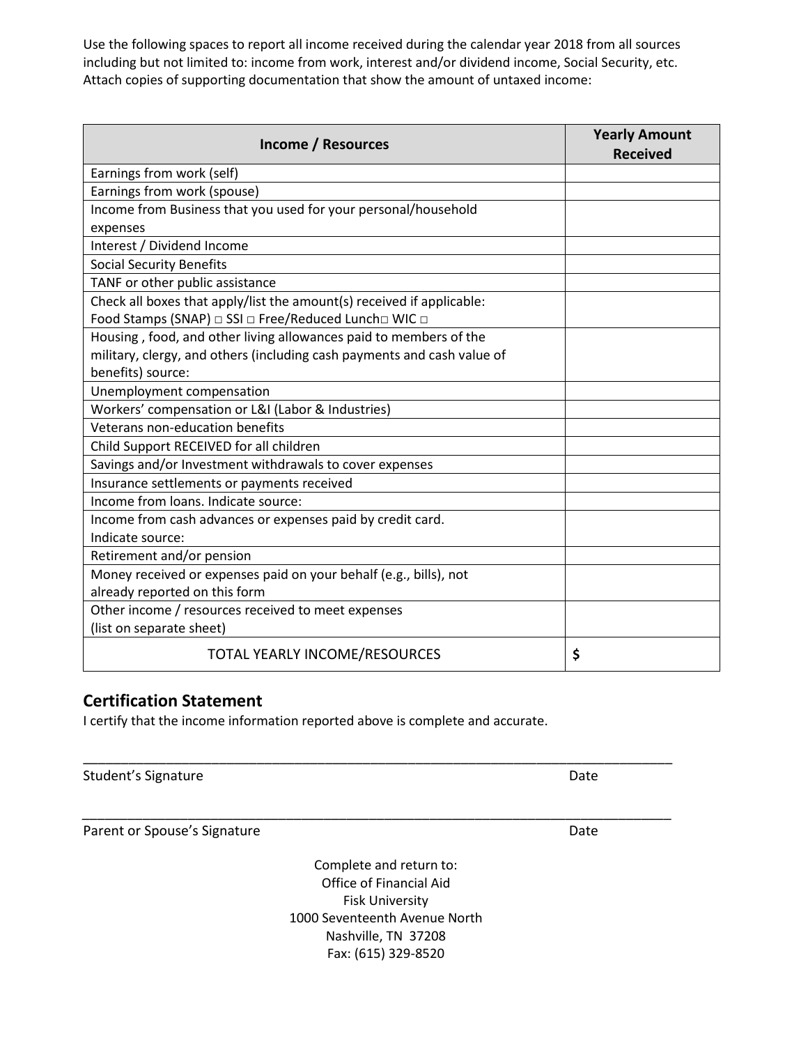Use the following spaces to report all income received during the calendar year 2018 from all sources including but not limited to: income from work, interest and/or dividend income, Social Security, etc. Attach copies of supporting documentation that show the amount of untaxed income:

| Income / Resources | Yearly Amount Received |
|---|---|
| Earnings from work (self) | |
| Earnings from work (spouse) | |
| Income from Business that you used for your personal/household expenses | |
| Interest / Dividend Income | |
| Social Security Benefits | |
| TANF or other public assistance | |
| Check all boxes that apply/list the amount(s) received if applicable: Food Stamps (SNAP) □ SSI □ Free/Reduced Lunch□ WIC □ | |
| Housing , food, and other living allowances paid to members of the military, clergy, and others (including cash payments and cash value of benefits) source: | |
| Unemployment compensation | |
| Workers' compensation or L&I (Labor & Industries) | |
| Veterans non-education benefits | |
| Child Support RECEIVED for all children | |
| Savings and/or Investment withdrawals to cover expenses | |
| Insurance settlements or payments received | |
| Income from loans. Indicate source: | |
| Income from cash advances or expenses paid by credit card. Indicate source: | |
| Retirement and/or pension | |
| Money received or expenses paid on your behalf (e.g., bills), not already reported on this form | |
| Other income / resources received to meet expenses (list on separate sheet) | |
| TOTAL YEARLY INCOME/RESOURCES | $ |

## Certification Statement

I certify that the income information reported above is complete and accurate.

\_\_\_\_\_\_\_\_\_\_\_\_\_\_\_\_\_\_\_\_\_\_\_\_\_\_\_\_\_\_\_\_\_\_\_\_\_\_\_\_\_\_\_\_\_\_\_\_\_\_\_\_\_\_\_\_\_\_\_\_\_\_\_\_\_\_\_\_\_\_

Student's Signature Date

\_\_\_\_\_\_\_\_\_\_\_\_\_\_\_\_\_\_\_\_\_\_\_\_\_\_\_\_\_\_\_\_\_\_\_\_\_\_\_\_\_\_\_\_\_\_\_\_\_\_\_\_\_\_\_\_\_\_\_\_\_\_\_\_\_\_\_\_\_\_

Parent or Spouse's Signature Date

Complete and return to:
Office of Financial Aid
Fisk University
1000 Seventeenth Avenue North
Nashville, TN 37208
Fax: (615) 329-8520